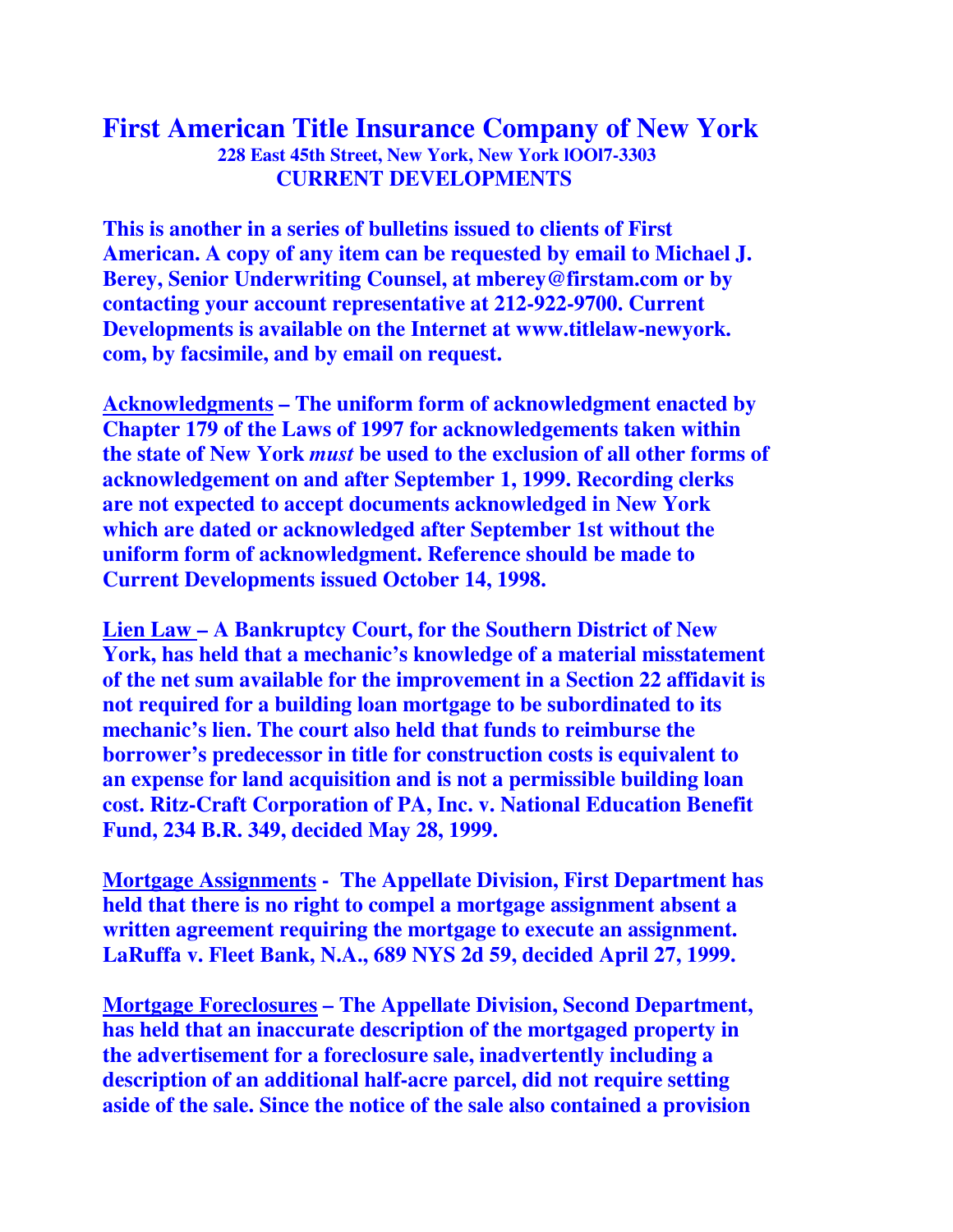# First American Title Insurance Company of New York

**228 East 45th Street, New York, New York lOOl7-3303**

## CURRENT DEVELOPMENTS

**This is another in a series of bulletins issued to clients of First American. A copy of any item can be requested by email to Michael J. Berey, Senior Underwriting Counsel, at mberey@firstam.com or by contacting your account representative at 212-922-9700. Current Developments is available on the Internet at www.titlelaw-newyork.com, by facsimile, and by email on request.**

**Acknowledgments – The uniform form of acknowledgment enacted by Chapter 179 of the Laws of 1997 for acknowledgements taken within the state of New York *must* be used to the exclusion of all other forms of acknowledgement on and after September 1, 1999. Recording clerks are not expected to accept documents acknowledged in New York which are dated or acknowledged after September 1st without the uniform form of acknowledgment. Reference should be made to Current Developments issued October 14, 1998.**

**Lien Law – A Bankruptcy Court, for the Southern District of New York, has held that a mechanic's knowledge of a material misstatement of the net sum available for the improvement in a Section 22 affidavit is not required for a building loan mortgage to be subordinated to its mechanic's lien. The court also held that funds to reimburse the borrower's predecessor in title for construction costs is equivalent to an expense for land acquisition and is not a permissible building loan cost. Ritz-Craft Corporation of PA, Inc. v. National Education Benefit Fund, 234 B.R. 349, decided May 28, 1999.**

**Mortgage Assignments - The Appellate Division, First Department has held that there is no right to compel a mortgage assignment absent a written agreement requiring the mortgage to execute an assignment. LaRuffa v. Fleet Bank, N.A., 689 NYS 2d 59, decided April 27, 1999.**

**Mortgage Foreclosures – The Appellate Division, Second Department, has held that an inaccurate description of the mortgaged property in the advertisement for a foreclosure sale, inadvertently including a description of an additional half-acre parcel, did not require setting aside of the sale. Since the notice of the sale also contained a provision**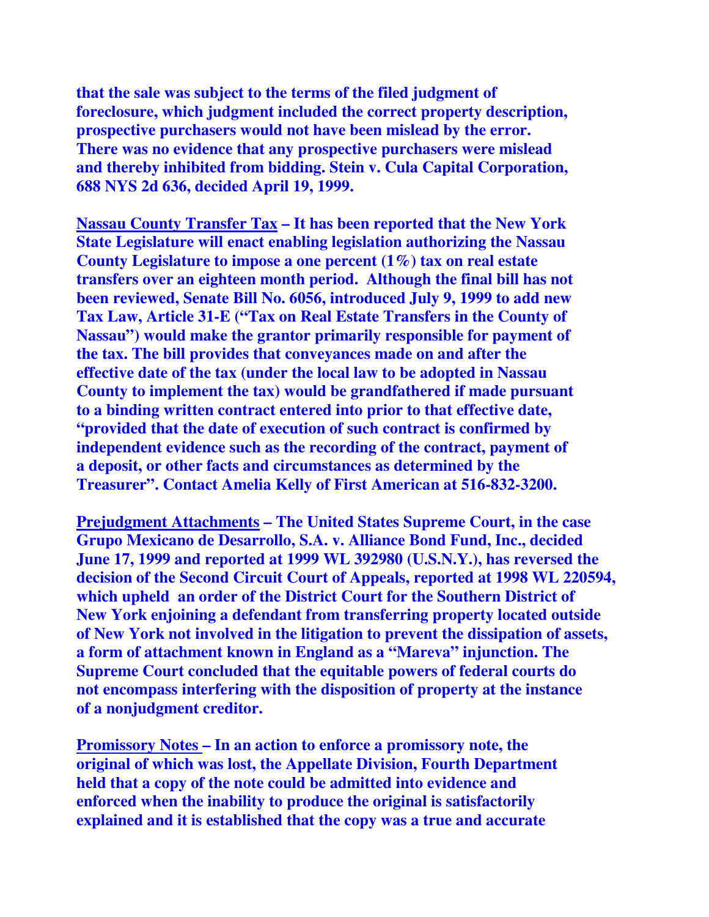**that the sale was subject to the terms of the filed judgment of foreclosure, which judgment included the correct property description, prospective purchasers would not have been mislead by the error. There was no evidence that any prospective purchasers were mislead and thereby inhibited from bidding. Stein v. Cula Capital Corporation, 688 NYS 2d 636, decided April 19, 1999.**

**<u>Nassau County Transfer Tax</u> – It has been reported that the New York State Legislature will enact enabling legislation authorizing the Nassau County Legislature to impose a one percent (1%) tax on real estate transfers over an eighteen month period. Although the final bill has not been reviewed, Senate Bill No. 6056, introduced July 9, 1999 to add new Tax Law, Article 31-E ("Tax on Real Estate Transfers in the County of Nassau") would make the grantor primarily responsible for payment of the tax. The bill provides that conveyances made on and after the effective date of the tax (under the local law to be adopted in Nassau County to implement the tax) would be grandfathered if made pursuant to a binding written contract entered into prior to that effective date, "provided that the date of execution of such contract is confirmed by independent evidence such as the recording of the contract, payment of a deposit, or other facts and circumstances as determined by the Treasurer". Contact Amelia Kelly of First American at 516-832-3200.**

**<u>Prejudgment Attachments</u> – The United States Supreme Court, in the case Grupo Mexicano de Desarrollo, S.A. v. Alliance Bond Fund, Inc., decided June 17, 1999 and reported at 1999 WL 392980 (U.S.N.Y.), has reversed the decision of the Second Circuit Court of Appeals, reported at 1998 WL 220594, which upheld an order of the District Court for the Southern District of New York enjoining a defendant from transferring property located outside of New York not involved in the litigation to prevent the dissipation of assets, a form of attachment known in England as a "Mareva" injunction. The Supreme Court concluded that the equitable powers of federal courts do not encompass interfering with the disposition of property at the instance of a nonjudgment creditor.**

**<u>Promissory Notes</u> – In an action to enforce a promissory note, the original of which was lost, the Appellate Division, Fourth Department held that a copy of the note could be admitted into evidence and enforced when the inability to produce the original is satisfactorily explained and it is established that the copy was a true and accurate**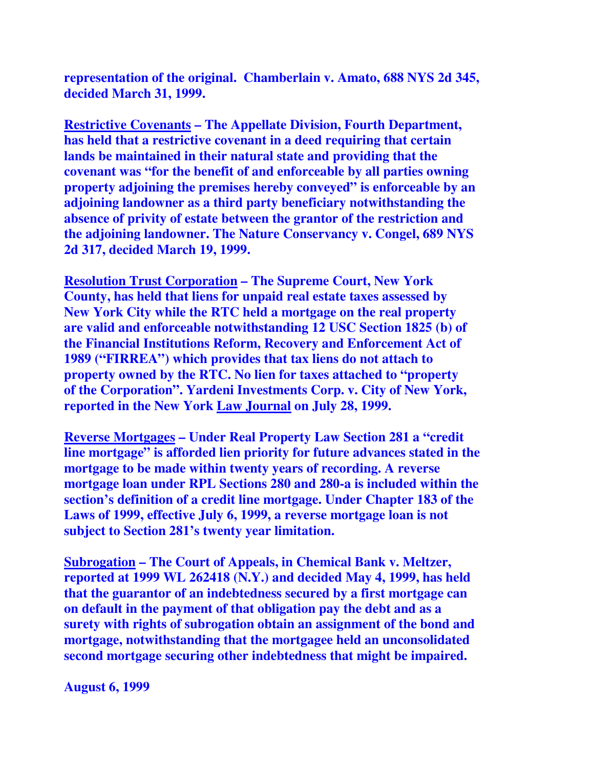**representation of the original. Chamberlain v. Amato, 688 NYS 2d 345, decided March 31, 1999.**

**Restrictive Covenants – The Appellate Division, Fourth Department, has held that a restrictive covenant in a deed requiring that certain lands be maintained in their natural state and providing that the covenant was "for the benefit of and enforceable by all parties owning property adjoining the premises hereby conveyed" is enforceable by an adjoining landowner as a third party beneficiary notwithstanding the absence of privity of estate between the grantor of the restriction and the adjoining landowner. The Nature Conservancy v. Congel, 689 NYS 2d 317, decided March 19, 1999.**

**Resolution Trust Corporation – The Supreme Court, New York County, has held that liens for unpaid real estate taxes assessed by New York City while the RTC held a mortgage on the real property are valid and enforceable notwithstanding 12 USC Section 1825 (b) of the Financial Institutions Reform, Recovery and Enforcement Act of 1989 ("FIRREA") which provides that tax liens do not attach to property owned by the RTC. No lien for taxes attached to "property of the Corporation". Yardeni Investments Corp. v. City of New York, reported in the New York Law Journal on July 28, 1999.**

**Reverse Mortgages – Under Real Property Law Section 281 a "credit line mortgage" is afforded lien priority for future advances stated in the mortgage to be made within twenty years of recording. A reverse mortgage loan under RPL Sections 280 and 280-a is included within the section's definition of a credit line mortgage. Under Chapter 183 of the Laws of 1999, effective July 6, 1999, a reverse mortgage loan is not subject to Section 281's twenty year limitation.**

**Subrogation – The Court of Appeals, in Chemical Bank v. Meltzer, reported at 1999 WL 262418 (N.Y.) and decided May 4, 1999, has held that the guarantor of an indebtedness secured by a first mortgage can on default in the payment of that obligation pay the debt and as a surety with rights of subrogation obtain an assignment of the bond and mortgage, notwithstanding that the mortgagee held an unconsolidated second mortgage securing other indebtedness that might be impaired.**

**August 6, 1999**